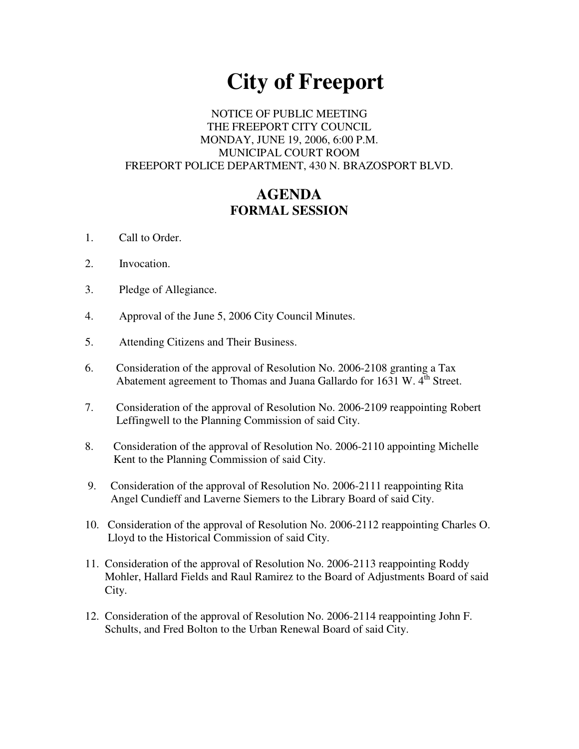# City of Freeport

NOTICE OF PUBLIC MEETING
THE FREEPORT CITY COUNCIL
MONDAY, JUNE 19, 2006, 6:00 P.M.
MUNICIPAL COURT ROOM
FREEPORT POLICE DEPARTMENT, 430 N. BRAZOSPORT BLVD.

## AGENDA
### FORMAL SESSION

1. Call to Order.

2. Invocation.

3. Pledge of Allegiance.

4. Approval of the June 5, 2006 City Council Minutes.

5. Attending Citizens and Their Business.

6. Consideration of the approval of Resolution No. 2006-2108 granting a Tax Abatement agreement to Thomas and Juana Gallardo for 1631 W. 4th Street.

7. Consideration of the approval of Resolution No. 2006-2109 reappointing Robert Leffingwell to the Planning Commission of said City.

8. Consideration of the approval of Resolution No. 2006-2110 appointing Michelle Kent to the Planning Commission of said City.

9. Consideration of the approval of Resolution No. 2006-2111 reappointing Rita Angel Cundieff and Laverne Siemers to the Library Board of said City.

10. Consideration of the approval of Resolution No. 2006-2112 reappointing Charles O. Lloyd to the Historical Commission of said City.

11. Consideration of the approval of Resolution No. 2006-2113 reappointing Roddy Mohler, Hallard Fields and Raul Ramirez to the Board of Adjustments Board of said City.

12. Consideration of the approval of Resolution No. 2006-2114 reappointing John F. Schults, and Fred Bolton to the Urban Renewal Board of said City.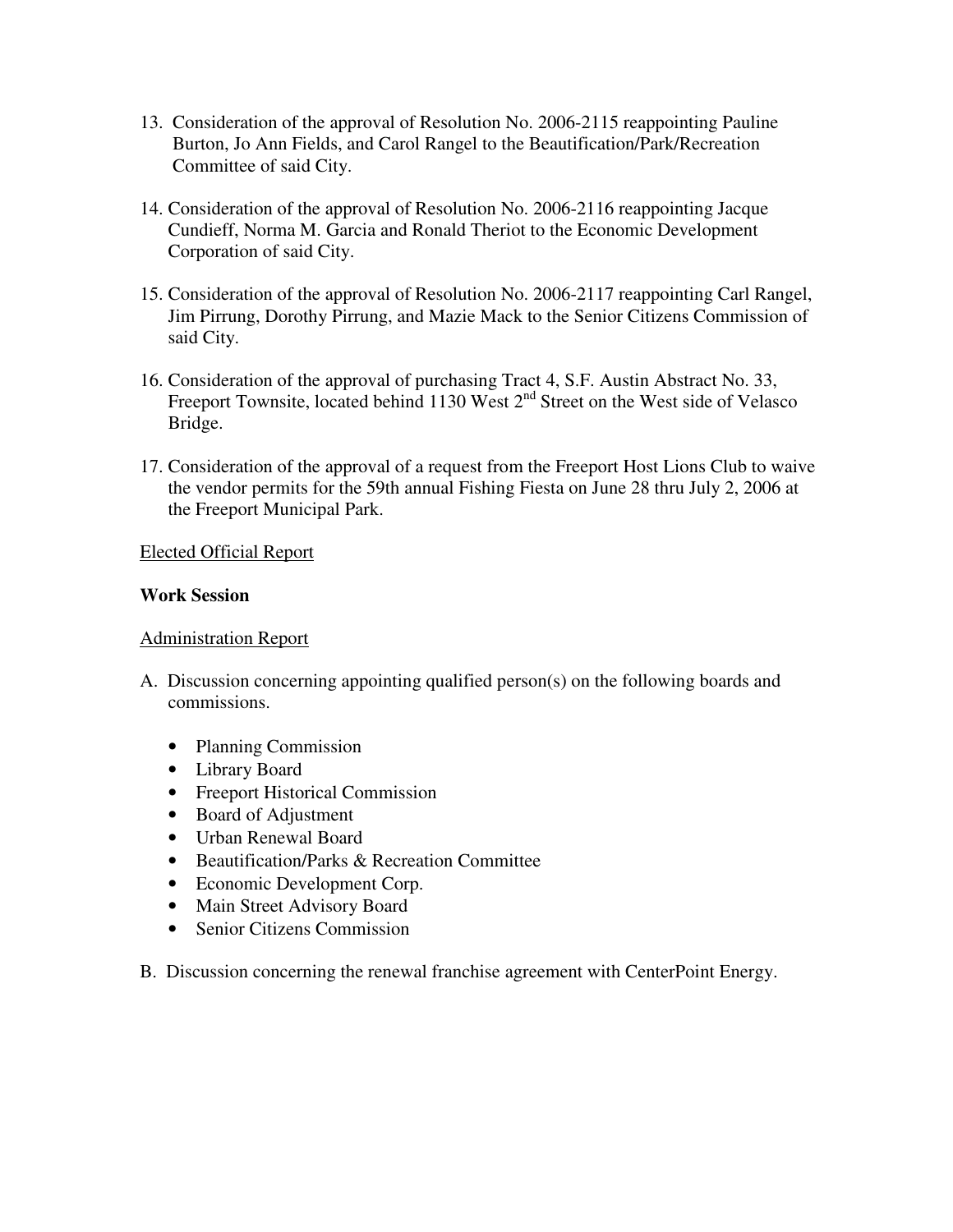13. Consideration of the approval of Resolution No. 2006-2115 reappointing Pauline Burton, Jo Ann Fields, and Carol Rangel to the Beautification/Park/Recreation Committee of said City.

14. Consideration of the approval of Resolution No. 2006-2116 reappointing Jacque Cundieff, Norma M. Garcia and Ronald Theriot to the Economic Development Corporation of said City.

15. Consideration of the approval of Resolution No. 2006-2117 reappointing Carl Rangel, Jim Pirrung, Dorothy Pirrung, and Mazie Mack to the Senior Citizens Commission of said City.

16. Consideration of the approval of purchasing Tract 4, S.F. Austin Abstract No. 33, Freeport Townsite, located behind 1130 West 2nd Street on the West side of Velasco Bridge.

17. Consideration of the approval of a request from the Freeport Host Lions Club to waive the vendor permits for the 59th annual Fishing Fiesta on June 28 thru July 2, 2006 at the Freeport Municipal Park.

Elected Official Report

**Work Session**

Administration Report

A. Discussion concerning appointing qualified person(s) on the following boards and commissions.

   - Planning Commission
   - Library Board
   - Freeport Historical Commission
   - Board of Adjustment
   - Urban Renewal Board
   - Beautification/Parks & Recreation Committee
   - Economic Development Corp.
   - Main Street Advisory Board
   - Senior Citizens Commission

B. Discussion concerning the renewal franchise agreement with CenterPoint Energy.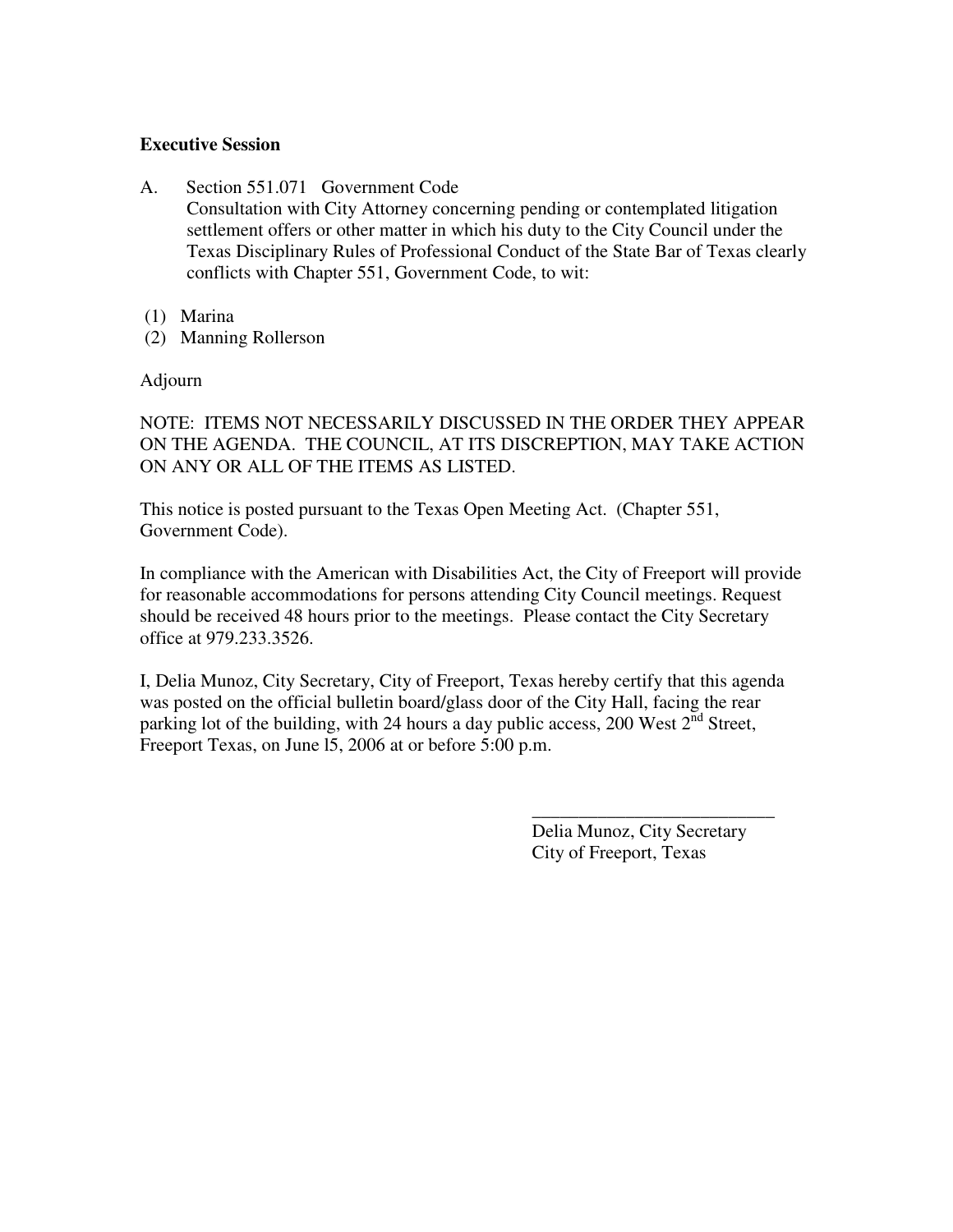**Executive Session**

A. Section 551.071 Government Code
Consultation with City Attorney concerning pending or contemplated litigation settlement offers or other matter in which his duty to the City Council under the Texas Disciplinary Rules of Professional Conduct of the State Bar of Texas clearly conflicts with Chapter 551, Government Code, to wit:

(1) Marina
(2) Manning Rollerson

Adjourn

NOTE: ITEMS NOT NECESSARILY DISCUSSED IN THE ORDER THEY APPEAR ON THE AGENDA. THE COUNCIL, AT ITS DISCREPTION, MAY TAKE ACTION ON ANY OR ALL OF THE ITEMS AS LISTED.

This notice is posted pursuant to the Texas Open Meeting Act. (Chapter 551, Government Code).

In compliance with the American with Disabilities Act, the City of Freeport will provide for reasonable accommodations for persons attending City Council meetings. Request should be received 48 hours prior to the meetings. Please contact the City Secretary office at 979.233.3526.

I, Delia Munoz, City Secretary, City of Freeport, Texas hereby certify that this agenda was posted on the official bulletin board/glass door of the City Hall, facing the rear parking lot of the building, with 24 hours a day public access, 200 West 2nd Street, Freeport Texas, on June l5, 2006 at or before 5:00 p.m.

\_\_\_\_\_\_\_\_\_\_\_\_\_\_\_\_\_\_\_\_\_\_\_\_\_\_\_
Delia Munoz, City Secretary
City of Freeport, Texas